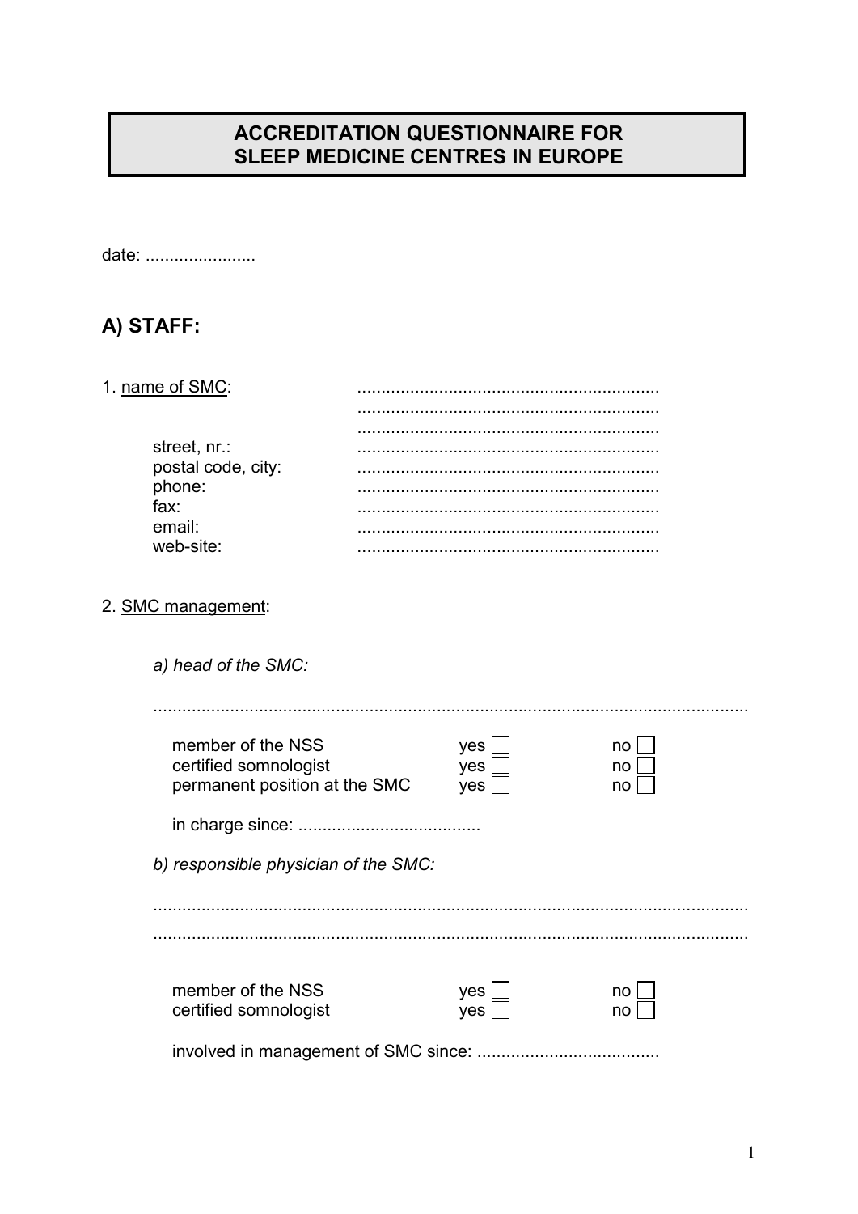# ACCREDITATION QUESTIONNAIRE FOR SLEEP MEDICINE CENTRES IN EUROPE

date: .......................

## A) STAFF:

1. name of SMC: ..............................................................
..............................................................
..............................................................

street, nr.: ..............................................................
postal code, city: ..............................................................
phone: ..............................................................
fax: ..............................................................
email: ..............................................................
web-site: ..............................................................

2. SMC management:

*a) head of the SMC:*

...........................................................................................................................

| | | |
|---|---|---|
| member of the NSS | yes ☐ | no ☐ |
| certified somnologist | yes ☐ | no ☐ |
| permanent position at the SMC | yes ☐ | no ☐ |

in charge since: ......................................

*b) responsible physician of the SMC:*

...........................................................................................................................
...........................................................................................................................

| | | |
|---|---|---|
| member of the NSS | yes ☐ | no ☐ |
| certified somnologist | yes ☐ | no ☐ |

involved in management of SMC since: ......................................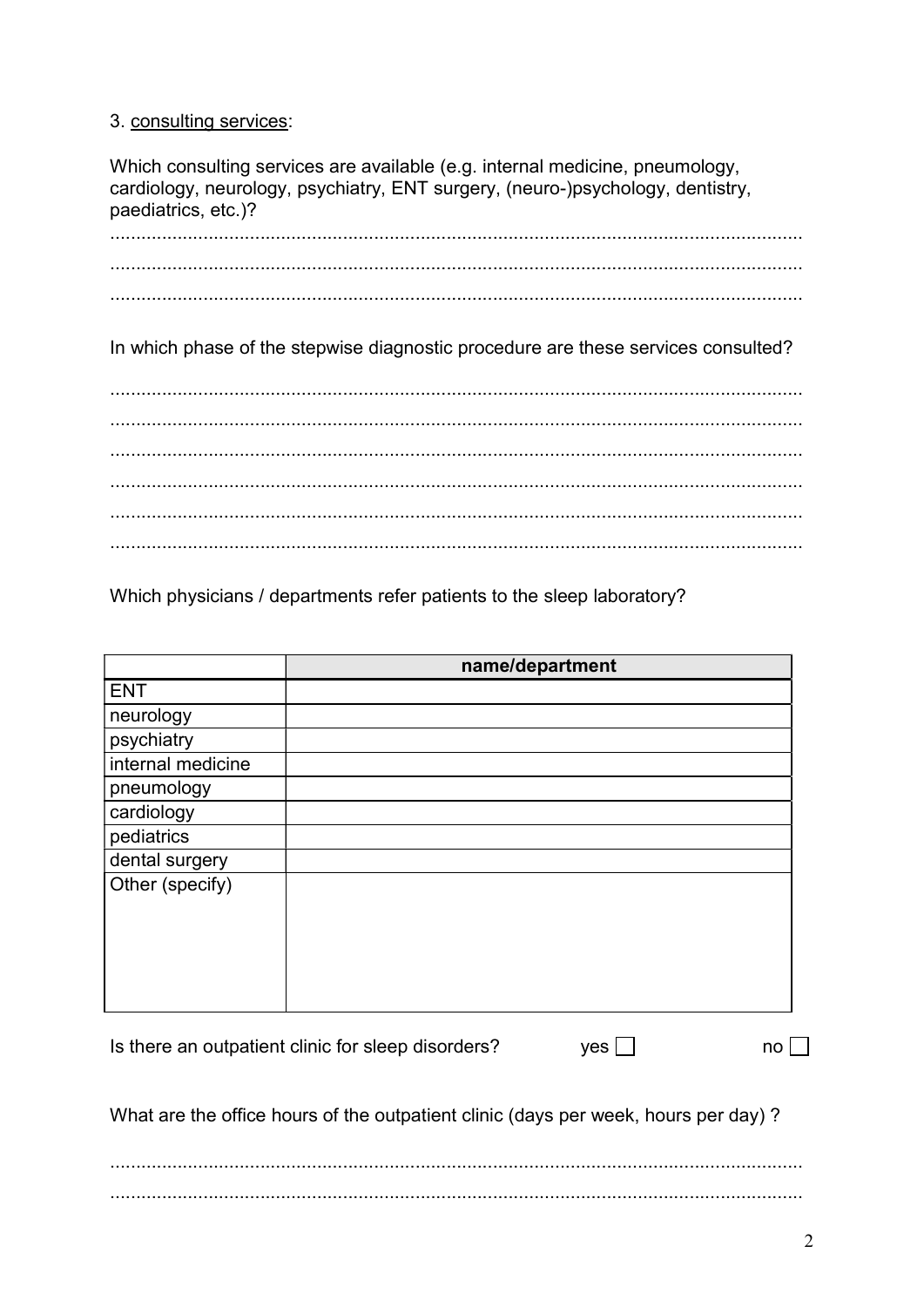3. <u>consulting services</u>:

Which consulting services are available (e.g. internal medicine, pneumology, cardiology, neurology, psychiatry, ENT surgery, (neuro-)psychology, dentistry, paediatrics, etc.)?

.....................................................................................................................................
.....................................................................................................................................
.....................................................................................................................................

In which phase of the stepwise diagnostic procedure are these services consulted?

.....................................................................................................................................
.....................................................................................................................................
.....................................................................................................................................
.....................................................................................................................................
.....................................................................................................................................
.....................................................................................................................................

Which physicians / departments refer patients to the sleep laboratory?

| | **name/department** |
|---|---|
| ENT | |
| neurology | |
| psychiatry | |
| internal medicine | |
| pneumology | |
| cardiology | |
| pediatrics | |
| dental surgery | |
| Other (specify) | |

Is there an outpatient clinic for sleep disorders? yes ☐ no ☐

What are the office hours of the outpatient clinic (days per week, hours per day) ?

.....................................................................................................................................
.....................................................................................................................................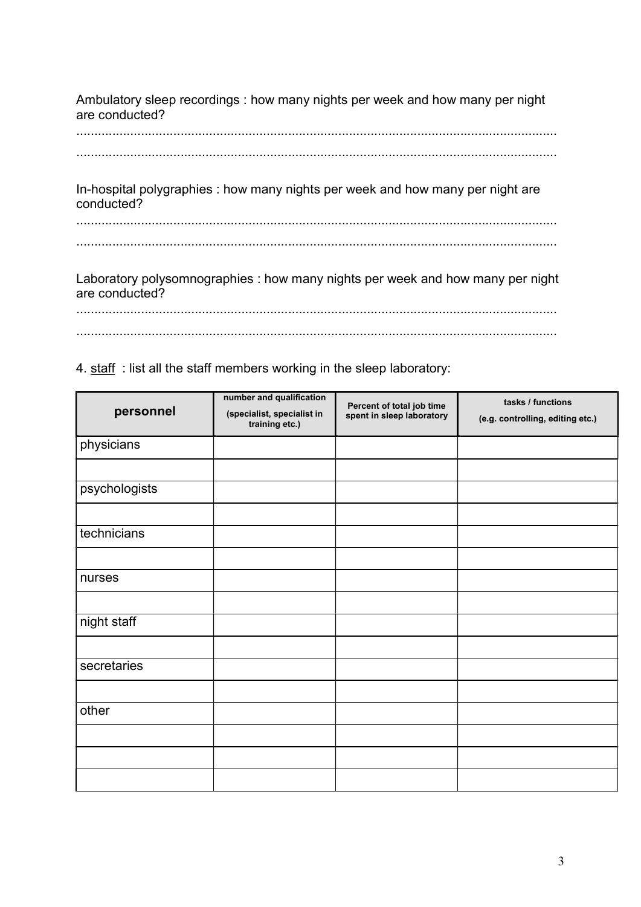Ambulatory sleep recordings : how many nights per week and how many per night are conducted?

.....................................................................................................................................

.....................................................................................................................................

In-hospital polygraphies : how many nights per week and how many per night are conducted?

.....................................................................................................................................

.....................................................................................................................................

Laboratory polysomnographies : how many nights per week and how many per night are conducted?

.....................................................................................................................................

.....................................................................................................................................

4. <u>staff</u> : list all the staff members working in the sleep laboratory:

| personnel | number and qualification (specialist, specialist in training etc.) | Percent of total job time spent in sleep laboratory | tasks / functions (e.g. controlling, editing etc.) |
|---|---|---|---|
| physicians | | | |
| | | | |
| psychologists | | | |
| | | | |
| technicians | | | |
| | | | |
| nurses | | | |
| | | | |
| night staff | | | |
| | | | |
| secretaries | | | |
| | | | |
| other | | | |
| | | | |
| | | | |
| | | | |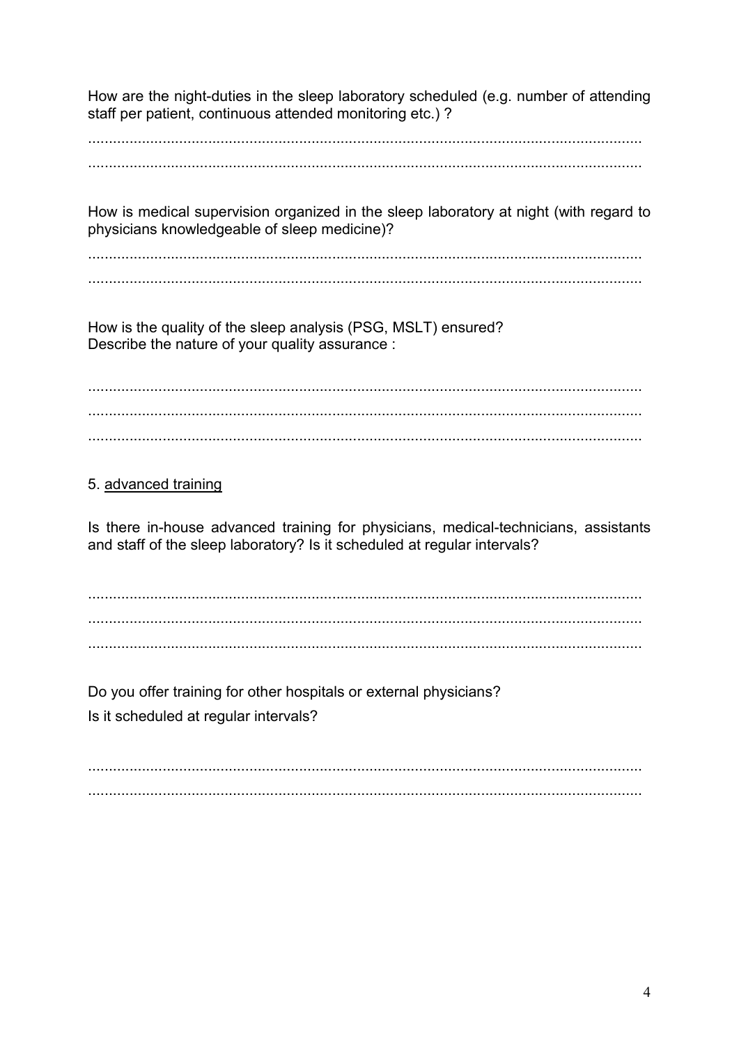How are the night-duties in the sleep laboratory scheduled (e.g. number of attending staff per patient, continuous attended monitoring etc.) ?

.....................................................................................................................................

.....................................................................................................................................

How is medical supervision organized in the sleep laboratory at night (with regard to physicians knowledgeable of sleep medicine)?

.....................................................................................................................................

.....................................................................................................................................

How is the quality of the sleep analysis (PSG, MSLT) ensured?
Describe the nature of your quality assurance :

.....................................................................................................................................

.....................................................................................................................................

.....................................................................................................................................

5. <u>advanced training</u>

Is there in-house advanced training for physicians, medical-technicians, assistants and staff of the sleep laboratory? Is it scheduled at regular intervals?

.....................................................................................................................................

.....................................................................................................................................

.....................................................................................................................................

Do you offer training for other hospitals or external physicians?

Is it scheduled at regular intervals?

.....................................................................................................................................

.....................................................................................................................................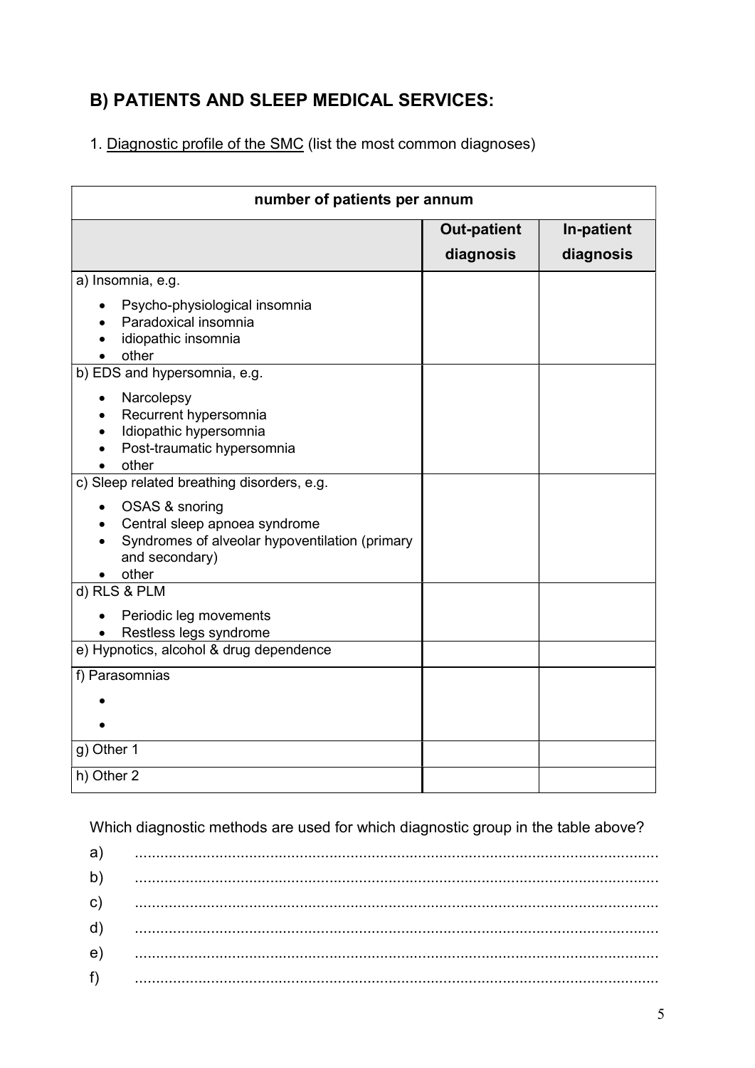## B) PATIENTS AND SLEEP MEDICAL SERVICES:

1. Diagnostic profile of the SMC (list the most common diagnoses)

| number of patients per annum | | |
|---|---|---|
| | **Out-patient diagnosis** | **In-patient diagnosis** |
| a) Insomnia, e.g.<br>• Psycho-physiological insomnia<br>• Paradoxical insomnia<br>• idiopathic insomnia<br>• other | | |
| b) EDS and hypersomnia, e.g.<br>• Narcolepsy<br>• Recurrent hypersomnia<br>• Idiopathic hypersomnia<br>• Post-traumatic hypersomnia<br>• other | | |
| c) Sleep related breathing disorders, e.g.<br>• OSAS & snoring<br>• Central sleep apnoea syndrome<br>• Syndromes of alveolar hypoventilation (primary and secondary)<br>• other | | |
| d) RLS & PLM<br>• Periodic leg movements<br>• Restless legs syndrome | | |
| e) Hypnotics, alcohol & drug dependence | | |
| f) Parasomnias<br>•<br>• | | |
| g) Other 1 | | |
| h) Other 2 | | |

Which diagnostic methods are used for which diagnostic group in the table above?

a) ..........................................................................................................................

b) ..........................................................................................................................

c) ..........................................................................................................................

d) ..........................................................................................................................

e) ..........................................................................................................................

f) ..........................................................................................................................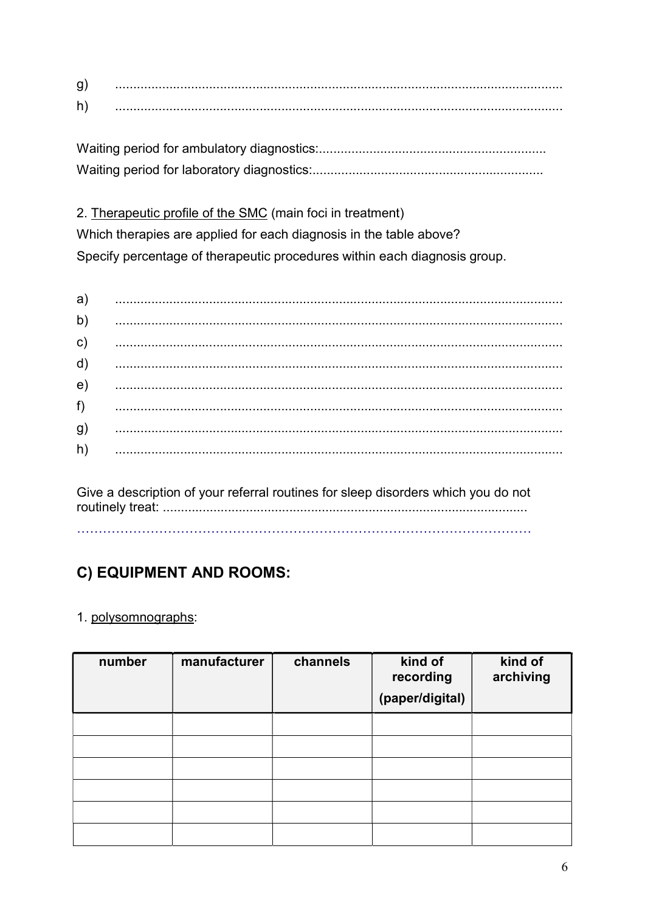g) ...........................................................................................................................

h) ...........................................................................................................................

Waiting period for ambulatory diagnostics:..............................................................

Waiting period for laboratory diagnostics:...............................................................

2. Therapeutic profile of the SMC (main foci in treatment)

Which therapies are applied for each diagnosis in the table above?

Specify percentage of therapeutic procedures within each diagnosis group.

a) ...........................................................................................................................

b) ...........................................................................................................................

c) ...........................................................................................................................

d) ...........................................................................................................................

e) ...........................................................................................................................

f) ...........................................................................................................................

g) ...........................................................................................................................

h) ...........................................................................................................................

Give a description of your referral routines for sleep disorders which you do not routinely treat: ....................................................................................................

…………………………………………………………………………………………

## C) EQUIPMENT AND ROOMS:

1. polysomnographs:

| number | manufacturer | channels | kind of recording (paper/digital) | kind of archiving |
|---|---|---|---|---|
| | | | | |
| | | | | |
| | | | | |
| | | | | |
| | | | | |
| | | | | |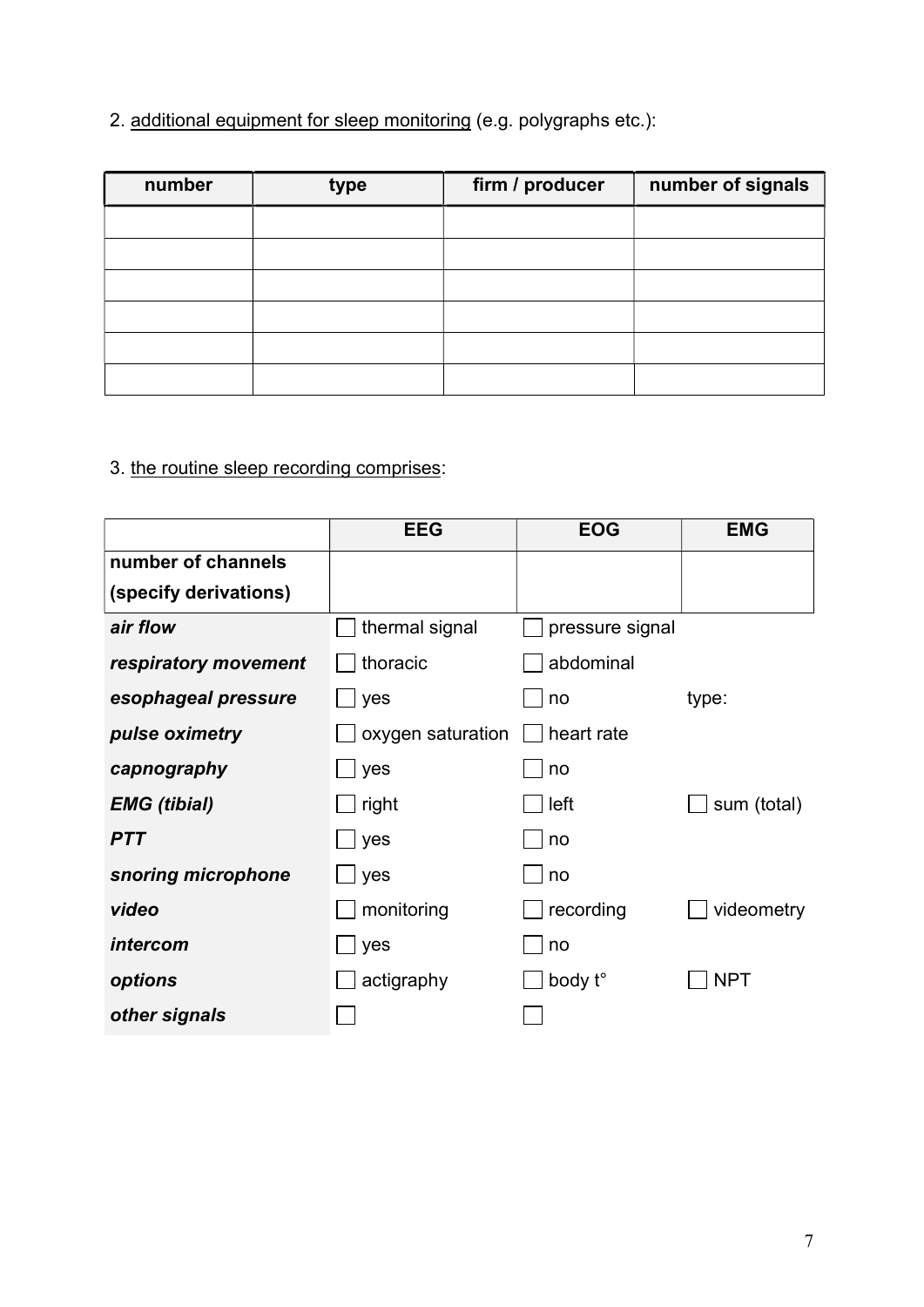2. <u>additional equipment for sleep monitoring</u> (e.g. polygraphs etc.):

| number | type | firm / producer | number of signals |
|---|---|---|---|
| | | | |
| | | | |
| | | | |
| | | | |
| | | | |
| | | | |

3. <u>the routine sleep recording comprises</u>:

| | EEG | EOG | EMG |
|---|---|---|---|
| **number of channels (specify derivations)** | | | |
| ***air flow*** | ☐ thermal signal | ☐ pressure signal | |
| ***respiratory movement*** | ☐ thoracic | ☐ abdominal | |
| ***esophageal pressure*** | ☐ yes | ☐ no | type: |
| ***pulse oximetry*** | ☐ oxygen saturation | ☐ heart rate | |
| ***capnography*** | ☐ yes | ☐ no | |
| ***EMG (tibial)*** | ☐ right | ☐ left | ☐ sum (total) |
| ***PTT*** | ☐ yes | ☐ no | |
| ***snoring microphone*** | ☐ yes | ☐ no | |
| ***video*** | ☐ monitoring | ☐ recording | ☐ videometry |
| ***intercom*** | ☐ yes | ☐ no | |
| ***options*** | ☐ actigraphy | ☐ body t° | ☐ NPT |
| ***other signals*** | ☐ | ☐ | |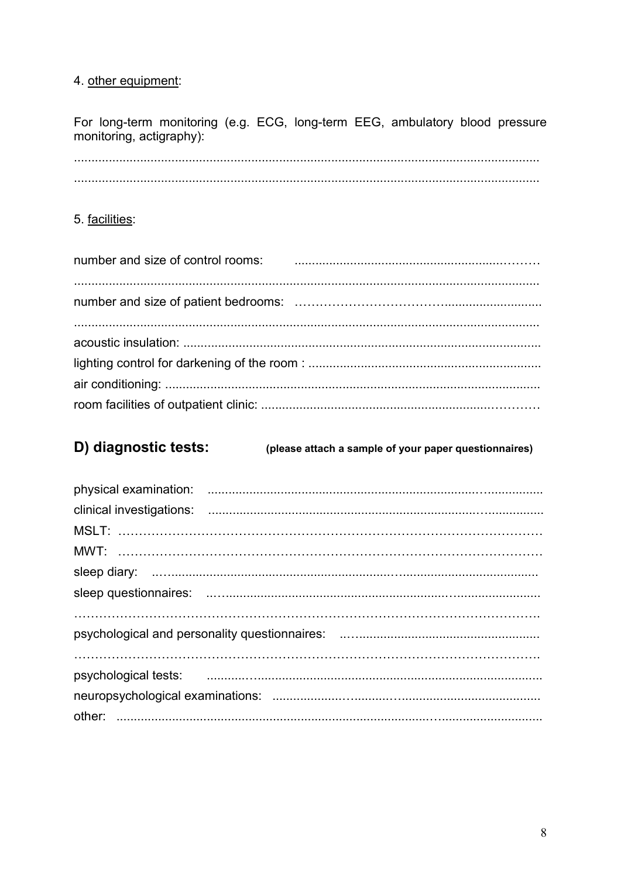4. <u>other equipment</u>:

For long-term monitoring (e.g. ECG, long-term EEG, ambulatory blood pressure monitoring, actigraphy):

.............................................................................................................................................

.............................................................................................................................................

5. <u>facilities</u>:

number and size of control rooms: ....................................................................

.............................................................................................................................................

number and size of patient bedrooms: ....................................................................

.............................................................................................................................................

acoustic insulation: ....................................................................................................

lighting control for darkening of the room : ..................................................................

air conditioning: ..........................................................................................................

room facilities of outpatient clinic: ................................................................................

## D) diagnostic tests: **(please attach a sample of your paper questionnaires)**

physical examination: ....................................................................................

clinical investigations: ....................................................................................

MSLT: ..........................................................................................................

MWT: ..........................................................................................................

sleep diary: ..................................................................................................

sleep questionnaires: ......................................................................................

.............................................................................................................................................

psychological and personality questionnaires: ..................................................

.............................................................................................................................................

psychological tests: .........................................................................................

neuropsychological examinations: ...................................................................

other: ............................................................................................................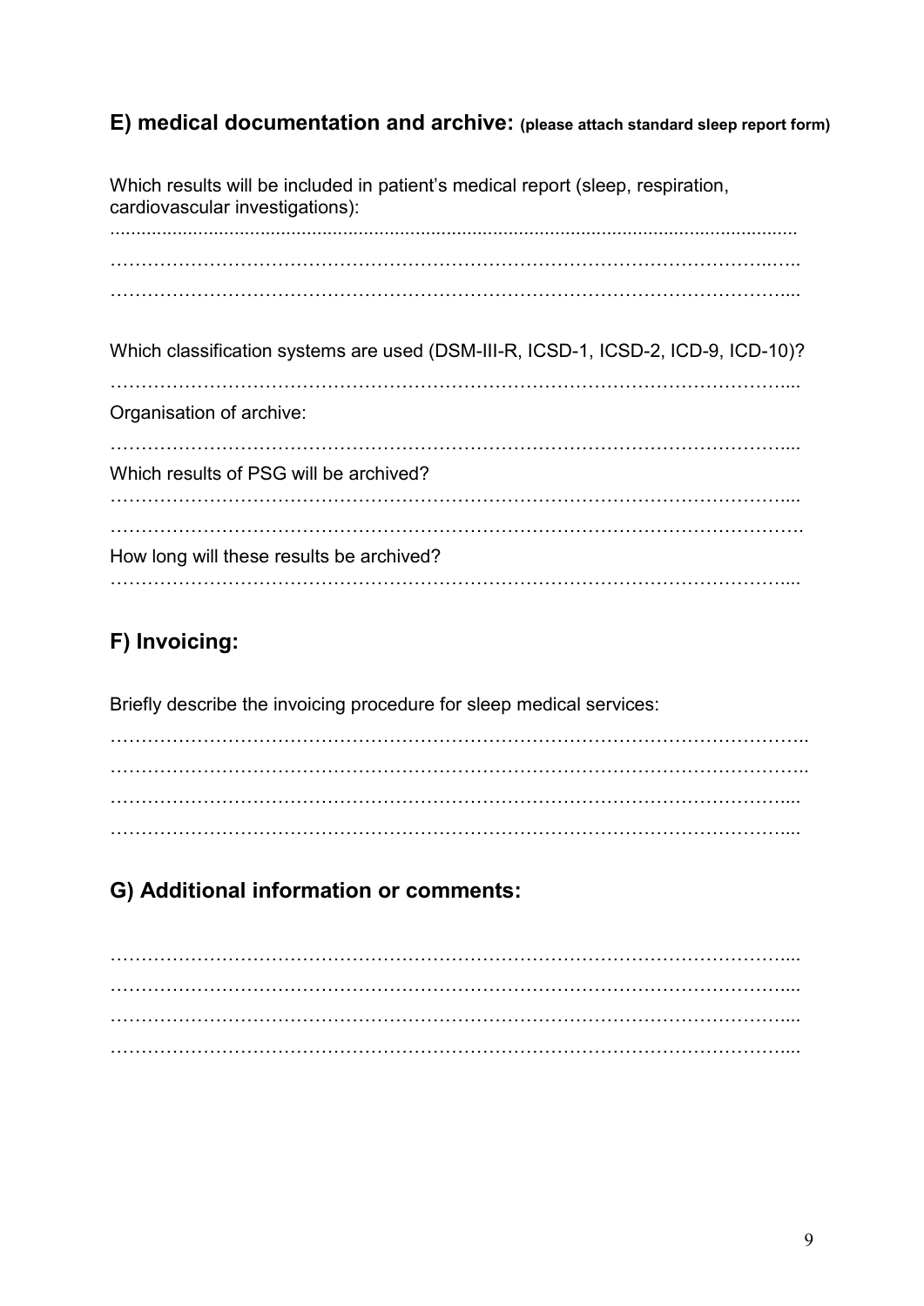## E) medical documentation and archive: (please attach standard sleep report form)

Which results will be included in patient's medical report (sleep, respiration, cardiovascular investigations):

.......................................................................................................................................

…………………………………………………………………………………………..…..

……………………………………………………………………………………………....

Which classification systems are used (DSM-III-R, ICSD-1, ICSD-2, ICD-9, ICD-10)?

……………………………………………………………………………………………....

Organisation of archive:

……………………………………………………………………………………………....

Which results of PSG will be archived?

……………………………………………………………………………………………....

…………………………………………………………………………………………….

How long will these results be archived?

……………………………………………………………………………………………....

## F) Invoicing:

Briefly describe the invoicing procedure for sleep medical services:

……………………………………………………………………………………………..

……………………………………………………………………………………………..

……………………………………………………………………………………………....

……………………………………………………………………………………………....

## G) Additional information or comments:

……………………………………………………………………………………………....

……………………………………………………………………………………………....

……………………………………………………………………………………………....

……………………………………………………………………………………………....